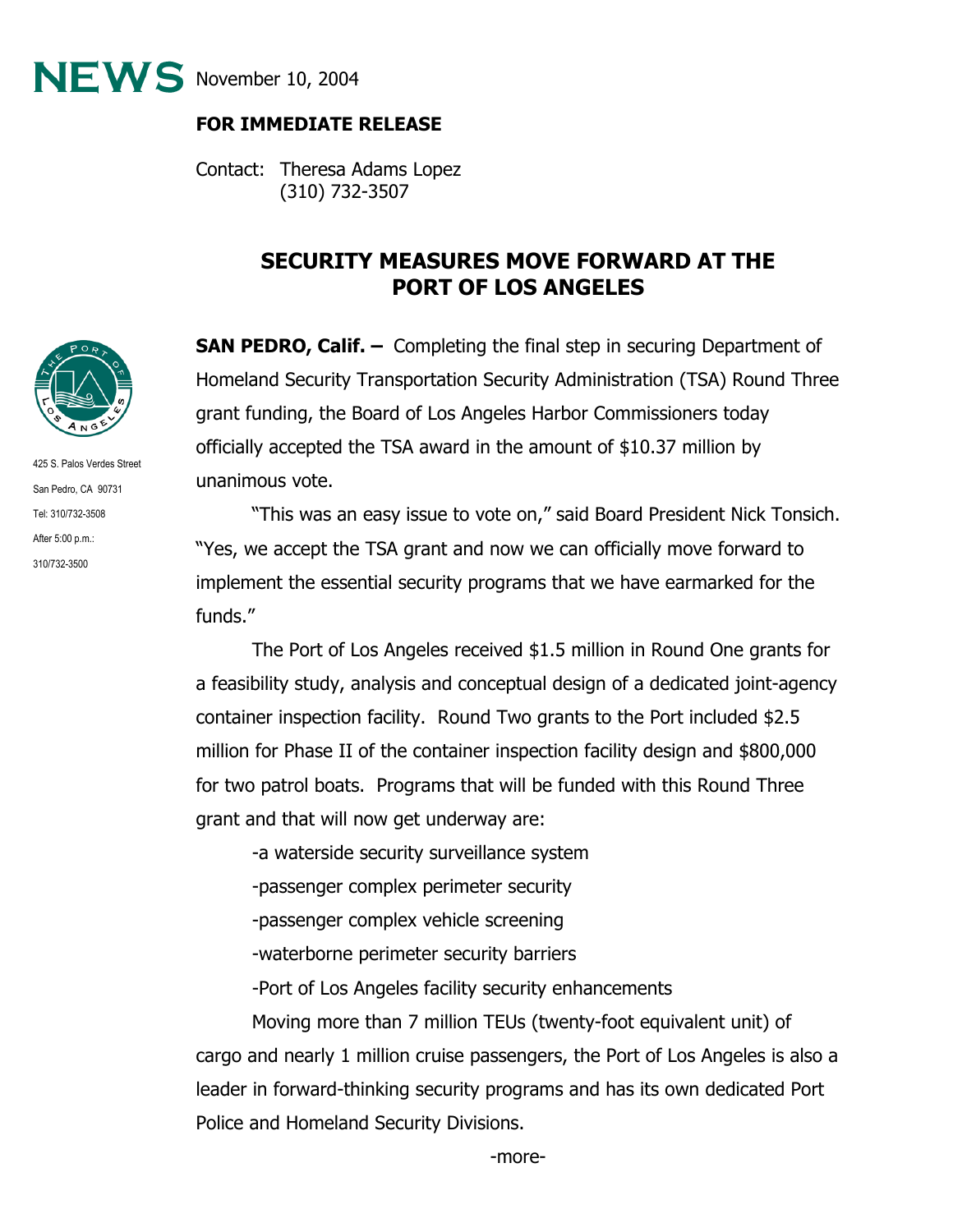**NEWS** November 10, 2004

**FOR IMMEDIATE RELEASE**

Contact: Theresa Adams Lopez
(310) 732-3507

425 S. Palos Verdes Street
San Pedro, CA 90731
Tel: 310/732-3508
After 5:00 p.m.:
310/732-3500

## SECURITY MEASURES MOVE FORWARD AT THE PORT OF LOS ANGELES

**SAN PEDRO, Calif. –** Completing the final step in securing Department of Homeland Security Transportation Security Administration (TSA) Round Three grant funding, the Board of Los Angeles Harbor Commissioners today officially accepted the TSA award in the amount of $10.37 million by unanimous vote.

"This was an easy issue to vote on," said Board President Nick Tonsich. "Yes, we accept the TSA grant and now we can officially move forward to implement the essential security programs that we have earmarked for the funds."

The Port of Los Angeles received $1.5 million in Round One grants for a feasibility study, analysis and conceptual design of a dedicated joint-agency container inspection facility. Round Two grants to the Port included $2.5 million for Phase II of the container inspection facility design and $800,000 for two patrol boats. Programs that will be funded with this Round Three grant and that will now get underway are:

-a waterside security surveillance system

-passenger complex perimeter security

-passenger complex vehicle screening

-waterborne perimeter security barriers

-Port of Los Angeles facility security enhancements

Moving more than 7 million TEUs (twenty-foot equivalent unit) of cargo and nearly 1 million cruise passengers, the Port of Los Angeles is also a leader in forward-thinking security programs and has its own dedicated Port Police and Homeland Security Divisions.

-more-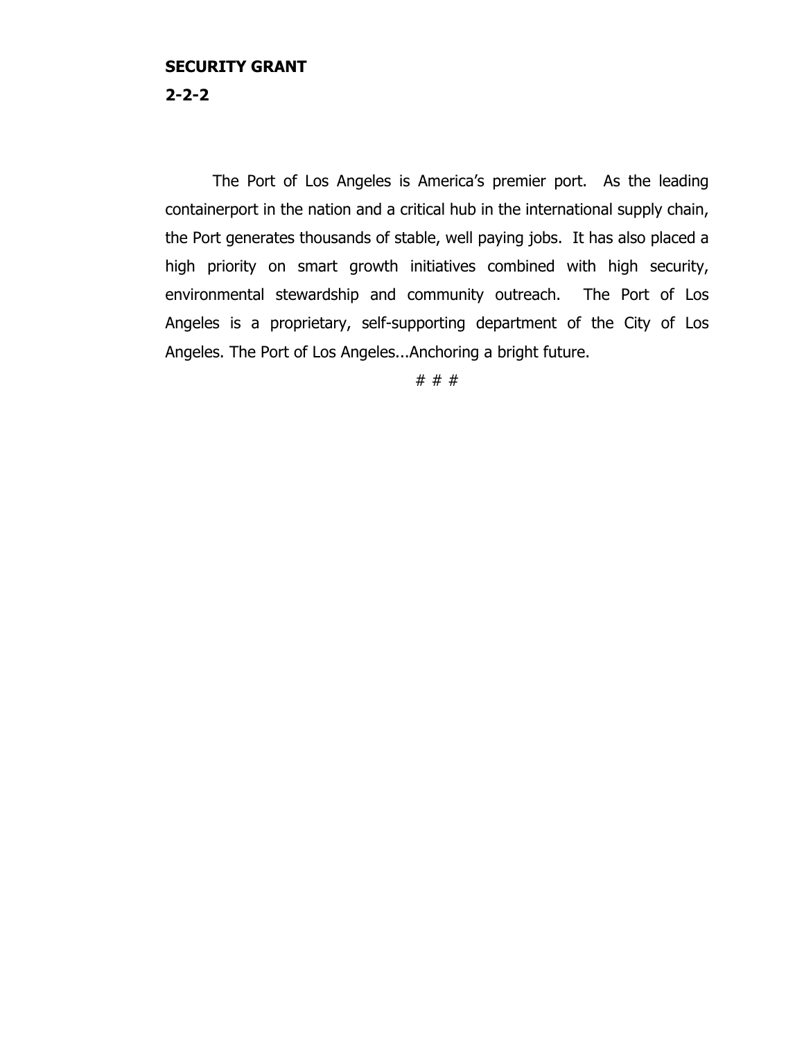The Port of Los Angeles is America's premier port. As the leading containerport in the nation and a critical hub in the international supply chain, the Port generates thousands of stable, well paying jobs. It has also placed a high priority on smart growth initiatives combined with high security, environmental stewardship and community outreach. The Port of Los Angeles is a proprietary, self-supporting department of the City of Los Angeles. The Port of Los Angeles...Anchoring a bright future.

# # #